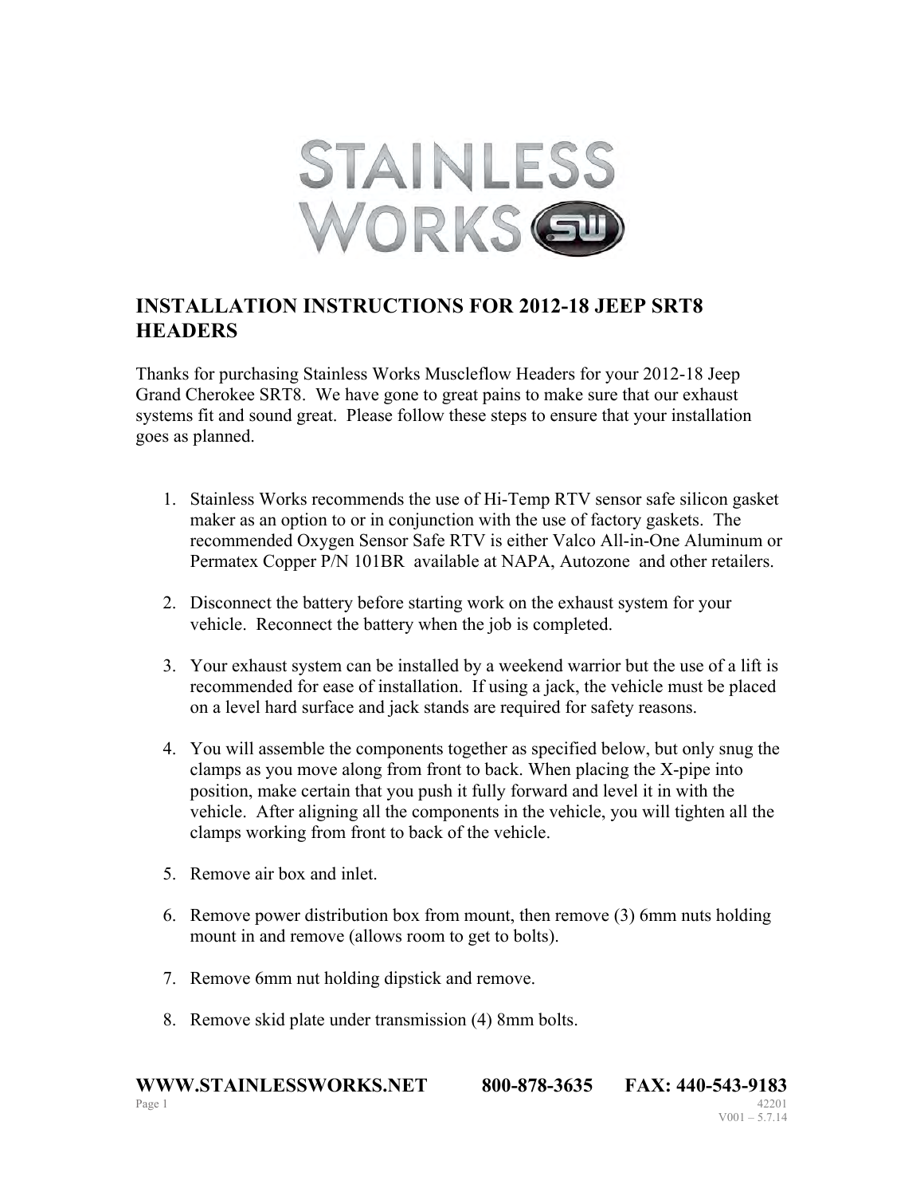STAINLESS WORKS SW

# INSTALLATION INSTRUCTIONS FOR 2012-18 JEEP SRT8 HEADERS

Thanks for purchasing Stainless Works Muscleflow Headers for your 2012-18 Jeep Grand Cherokee SRT8. We have gone to great pains to make sure that our exhaust systems fit and sound great. Please follow these steps to ensure that your installation goes as planned.

1. Stainless Works recommends the use of Hi-Temp RTV sensor safe silicon gasket maker as an option to or in conjunction with the use of factory gaskets. The recommended Oxygen Sensor Safe RTV is either Valco All-in-One Aluminum or Permatex Copper P/N 101BR available at NAPA, Autozone and other retailers.

2. Disconnect the battery before starting work on the exhaust system for your vehicle. Reconnect the battery when the job is completed.

3. Your exhaust system can be installed by a weekend warrior but the use of a lift is recommended for ease of installation. If using a jack, the vehicle must be placed on a level hard surface and jack stands are required for safety reasons.

4. You will assemble the components together as specified below, but only snug the clamps as you move along from front to back. When placing the X-pipe into position, make certain that you push it fully forward and level it in with the vehicle. After aligning all the components in the vehicle, you will tighten all the clamps working from front to back of the vehicle.

5. Remove air box and inlet.

6. Remove power distribution box from mount, then remove (3) 6mm nuts holding mount in and remove (allows room to get to bolts).

7. Remove 6mm nut holding dipstick and remove.

8. Remove skid plate under transmission (4) 8mm bolts.

**WWW.STAINLESSWORKS.NET 800-878-3635 FAX: 440-543-9183**

42201
V001 – 5.7.14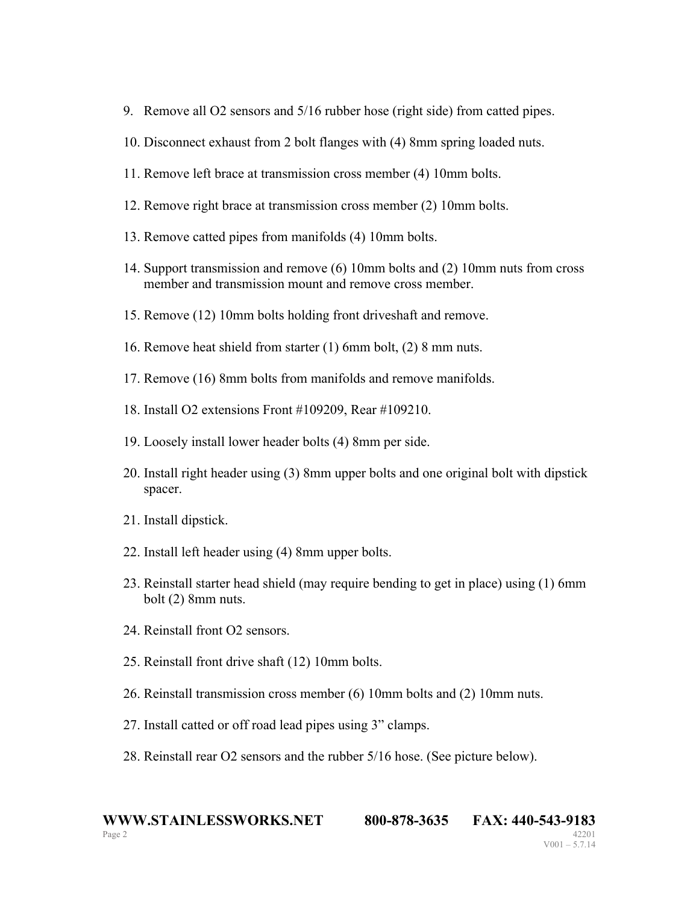9. Remove all O2 sensors and 5/16 rubber hose (right side) from catted pipes.
10. Disconnect exhaust from 2 bolt flanges with (4) 8mm spring loaded nuts.
11. Remove left brace at transmission cross member (4) 10mm bolts.
12. Remove right brace at transmission cross member (2) 10mm bolts.
13. Remove catted pipes from manifolds (4) 10mm bolts.
14. Support transmission and remove (6) 10mm bolts and (2) 10mm nuts from cross member and transmission mount and remove cross member.
15. Remove (12) 10mm bolts holding front driveshaft and remove.
16. Remove heat shield from starter (1) 6mm bolt, (2) 8 mm nuts.
17. Remove (16) 8mm bolts from manifolds and remove manifolds.
18. Install O2 extensions Front #109209, Rear #109210.
19. Loosely install lower header bolts (4) 8mm per side.
20. Install right header using (3) 8mm upper bolts and one original bolt with dipstick spacer.
21. Install dipstick.
22. Install left header using (4) 8mm upper bolts.
23. Reinstall starter head shield (may require bending to get in place) using (1) 6mm bolt (2) 8mm nuts.
24. Reinstall front O2 sensors.
25. Reinstall front drive shaft (12) 10mm bolts.
26. Reinstall transmission cross member (6) 10mm bolts and (2) 10mm nuts.
27. Install catted or off road lead pipes using 3" clamps.
28. Reinstall rear O2 sensors and the rubber 5/16 hose. (See picture below).

**WWW.STAINLESSWORKS.NET 800-878-3635 FAX: 440-543-9183**

42201
V001 – 5.7.14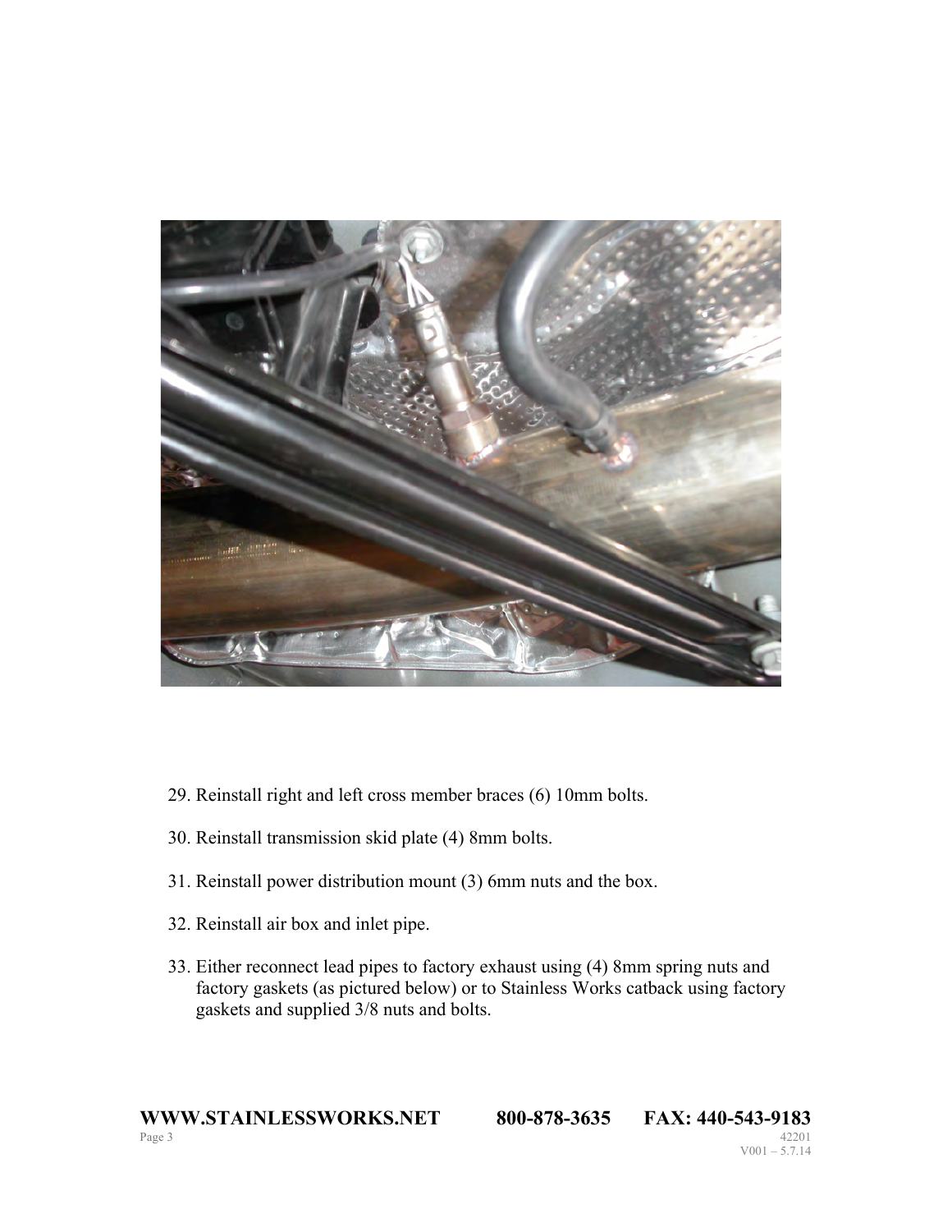29. Reinstall right and left cross member braces (6) 10mm bolts.

30. Reinstall transmission skid plate (4) 8mm bolts.

31. Reinstall power distribution mount (3) 6mm nuts and the box.

32. Reinstall air box and inlet pipe.

33. Either reconnect lead pipes to factory exhaust using (4) 8mm spring nuts and factory gaskets (as pictured below) or to Stainless Works catback using factory gaskets and supplied 3/8 nuts and bolts.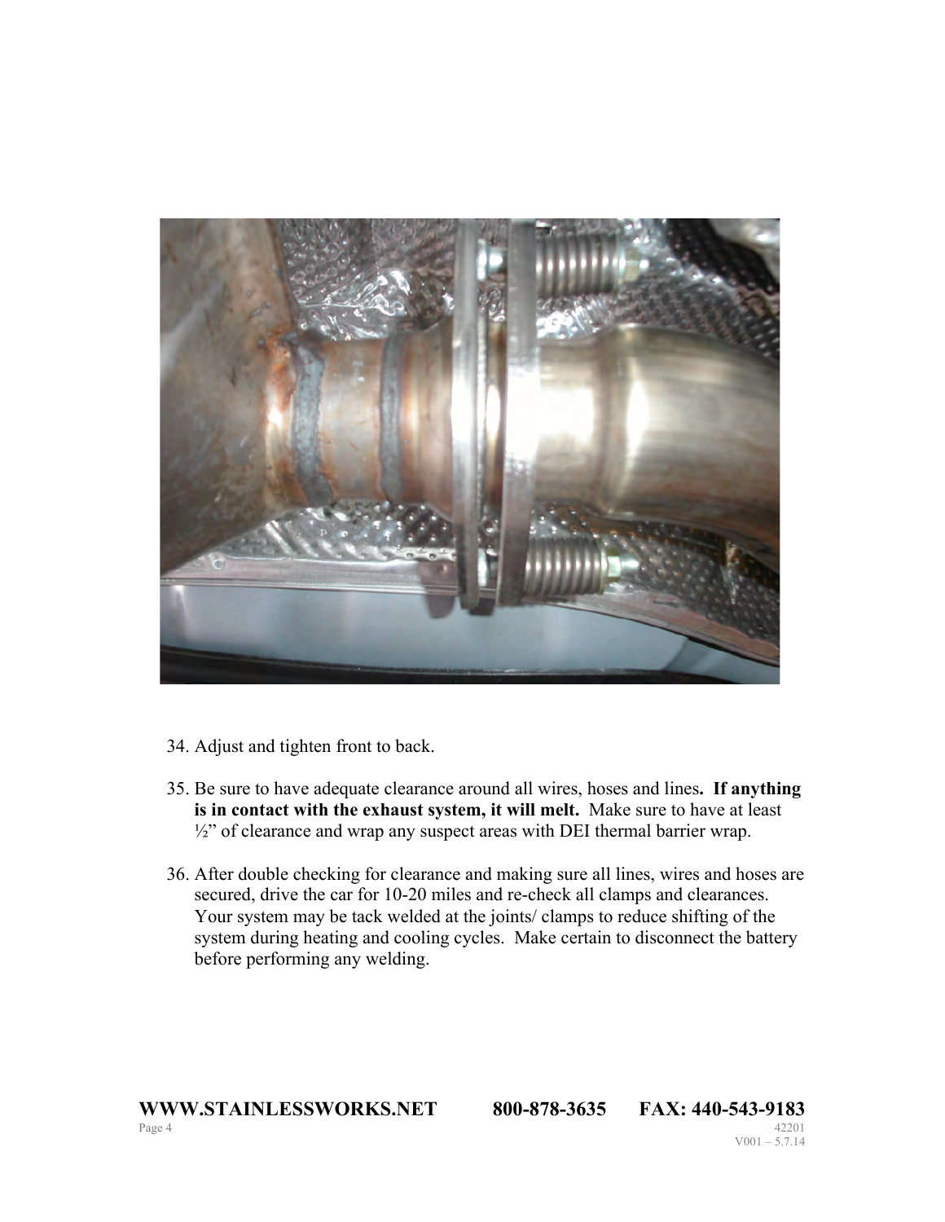34. Adjust and tighten front to back.

35. Be sure to have adequate clearance around all wires, hoses and lines**. If anything is in contact with the exhaust system, it will melt.** Make sure to have at least ½" of clearance and wrap any suspect areas with DEI thermal barrier wrap.

36. After double checking for clearance and making sure all lines, wires and hoses are secured, drive the car for 10-20 miles and re-check all clamps and clearances. Your system may be tack welded at the joints/ clamps to reduce shifting of the system during heating and cooling cycles. Make certain to disconnect the battery before performing any welding.

**WWW.STAINLESSWORKS.NET 800-878-3635 FAX: 440-543-9183**

42201
V001 – 5.7.14